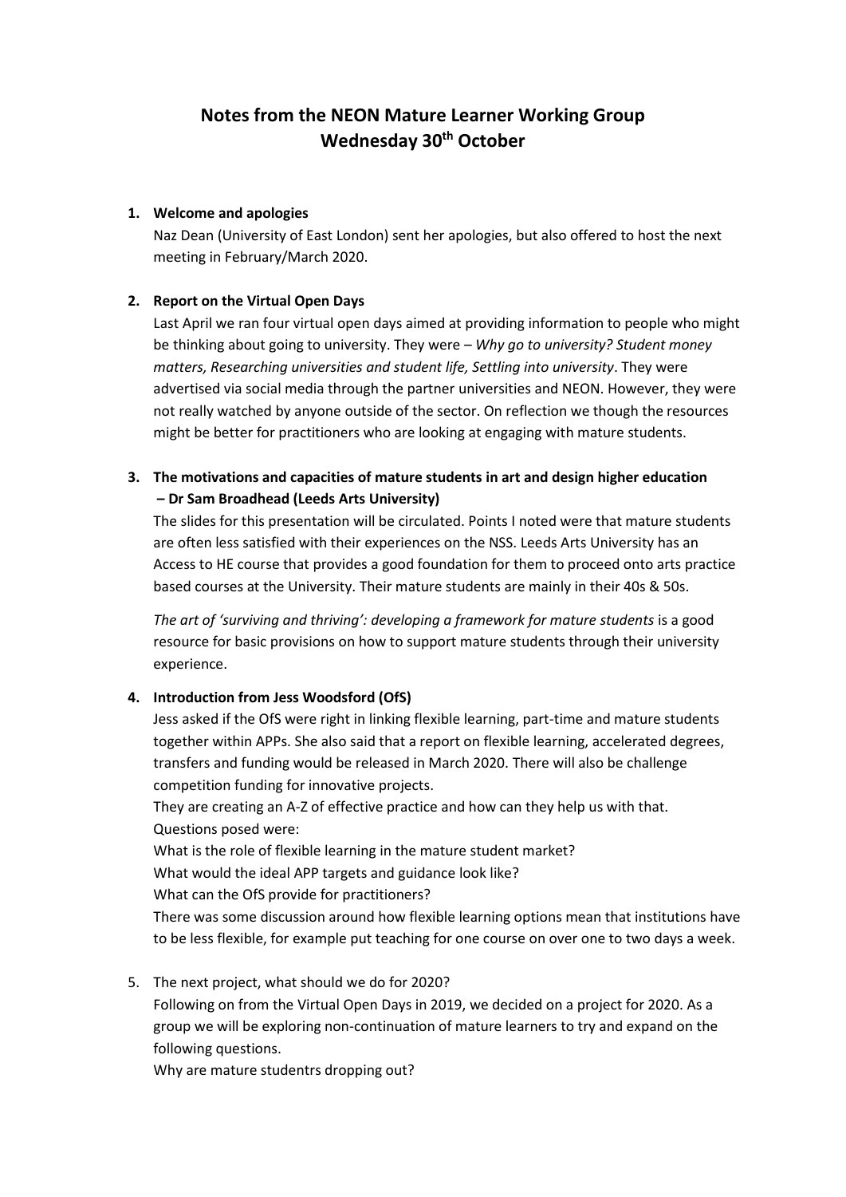# Notes from the NEON Mature Learner Working Group
# Wednesday 30th October

1. **Welcome and apologies**

   Naz Dean (University of East London) sent her apologies, but also offered to host the next meeting in February/March 2020.

2. **Report on the Virtual Open Days**

   Last April we ran four virtual open days aimed at providing information to people who might be thinking about going to university. They were – *Why go to university? Student money matters, Researching universities and student life, Settling into university*. They were advertised via social media through the partner universities and NEON. However, they were not really watched by anyone outside of the sector. On reflection we though the resources might be better for practitioners who are looking at engaging with mature students.

3. **The motivations and capacities of mature students in art and design higher education – Dr Sam Broadhead (Leeds Arts University)**

   The slides for this presentation will be circulated. Points I noted were that mature students are often less satisfied with their experiences on the NSS. Leeds Arts University has an Access to HE course that provides a good foundation for them to proceed onto arts practice based courses at the University. Their mature students are mainly in their 40s & 50s.

   *The art of 'surviving and thriving': developing a framework for mature students* is a good resource for basic provisions on how to support mature students through their university experience.

4. **Introduction from Jess Woodsford (OfS)**

   Jess asked if the OfS were right in linking flexible learning, part-time and mature students together within APPs. She also said that a report on flexible learning, accelerated degrees, transfers and funding would be released in March 2020. There will also be challenge competition funding for innovative projects.

   They are creating an A-Z of effective practice and how can they help us with that.

   Questions posed were:

   What is the role of flexible learning in the mature student market?

   What would the ideal APP targets and guidance look like?

   What can the OfS provide for practitioners?

   There was some discussion around how flexible learning options mean that institutions have to be less flexible, for example put teaching for one course on over one to two days a week.

5. The next project, what should we do for 2020?

   Following on from the Virtual Open Days in 2019, we decided on a project for 2020. As a group we will be exploring non-continuation of mature learners to try and expand on the following questions.

   Why are mature studentrs dropping out?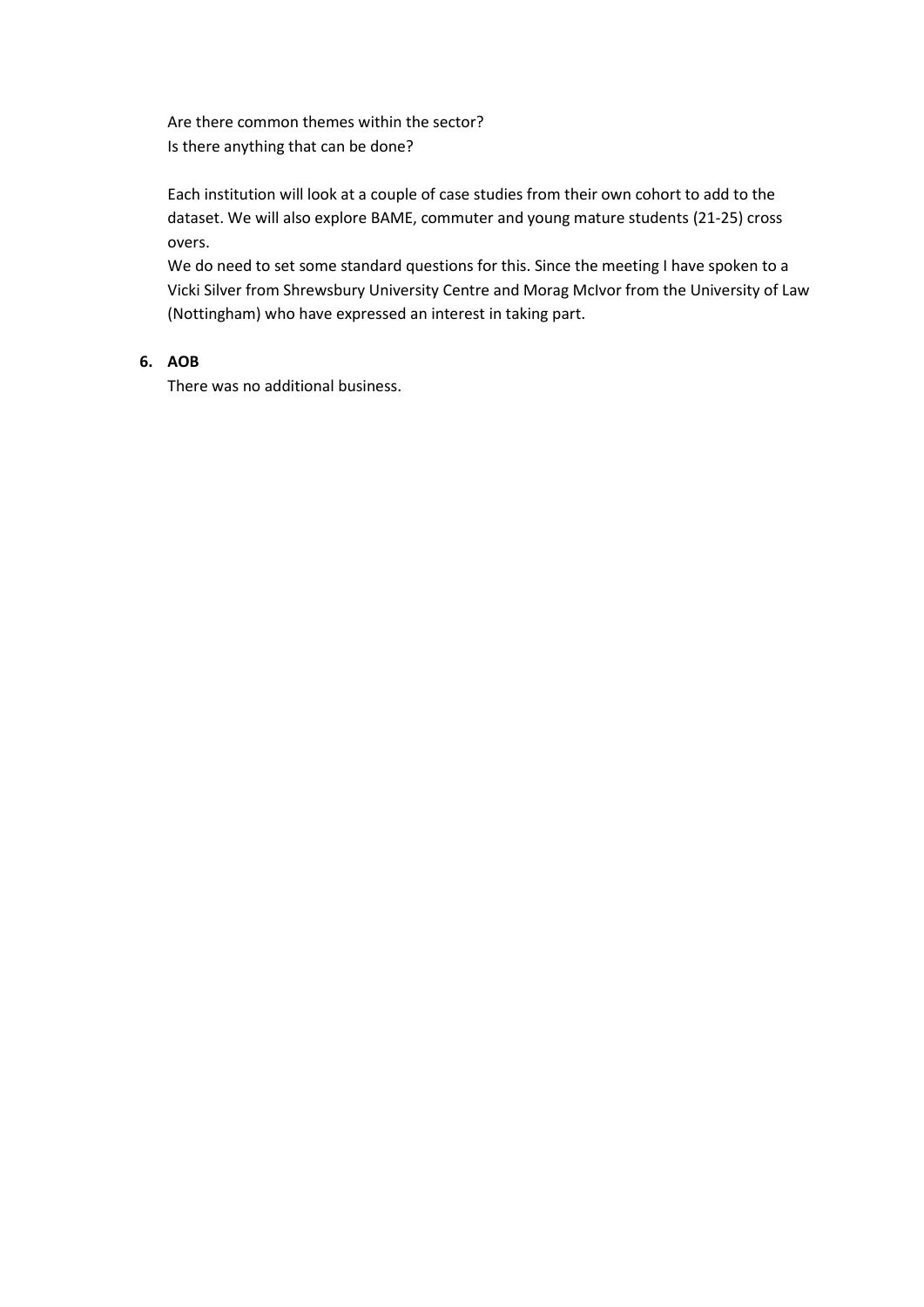Are there common themes within the sector?
Is there anything that can be done?

Each institution will look at a couple of case studies from their own cohort to add to the dataset. We will also explore BAME, commuter and young mature students (21-25) cross overs.
We do need to set some standard questions for this. Since the meeting I have spoken to a Vicki Silver from Shrewsbury University Centre and Morag McIvor from the University of Law (Nottingham) who have expressed an interest in taking part.

6. **AOB**
There was no additional business.